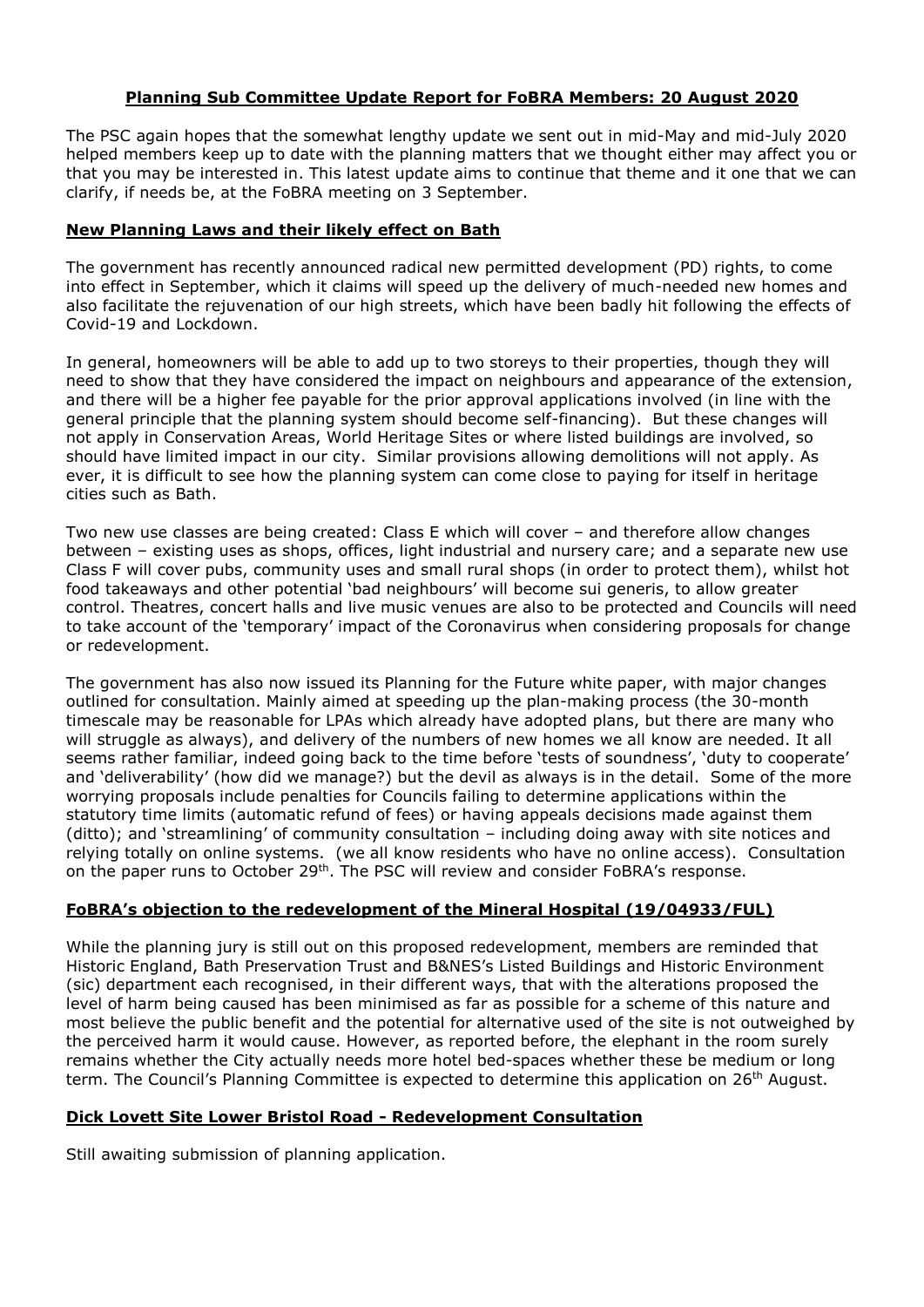## Planning Sub Committee Update Report for FoBRA Members: 20 August 2020

The PSC again hopes that the somewhat lengthy update we sent out in mid-May and mid-July 2020 helped members keep up to date with the planning matters that we thought either may affect you or that you may be interested in. This latest update aims to continue that theme and it one that we can clarify, if needs be, at the FoBRA meeting on 3 September.

### New Planning Laws and their likely effect on Bath

The government has recently announced radical new permitted development (PD) rights, to come into effect in September, which it claims will speed up the delivery of much-needed new homes and also facilitate the rejuvenation of our high streets, which have been badly hit following the effects of Covid-19 and Lockdown.

In general, homeowners will be able to add up to two storeys to their properties, though they will need to show that they have considered the impact on neighbours and appearance of the extension, and there will be a higher fee payable for the prior approval applications involved (in line with the general principle that the planning system should become self-financing). But these changes will not apply in Conservation Areas, World Heritage Sites or where listed buildings are involved, so should have limited impact in our city. Similar provisions allowing demolitions will not apply. As ever, it is difficult to see how the planning system can come close to paying for itself in heritage cities such as Bath.

Two new use classes are being created: Class E which will cover – and therefore allow changes between – existing uses as shops, offices, light industrial and nursery care; and a separate new use Class F will cover pubs, community uses and small rural shops (in order to protect them), whilst hot food takeaways and other potential 'bad neighbours' will become sui generis, to allow greater control. Theatres, concert halls and live music venues are also to be protected and Councils will need to take account of the 'temporary' impact of the Coronavirus when considering proposals for change or redevelopment.

The government has also now issued its Planning for the Future white paper, with major changes outlined for consultation. Mainly aimed at speeding up the plan-making process (the 30-month timescale may be reasonable for LPAs which already have adopted plans, but there are many who will struggle as always), and delivery of the numbers of new homes we all know are needed. It all seems rather familiar, indeed going back to the time before 'tests of soundness', 'duty to cooperate' and 'deliverability' (how did we manage?) but the devil as always is in the detail. Some of the more worrying proposals include penalties for Councils failing to determine applications within the statutory time limits (automatic refund of fees) or having appeals decisions made against them (ditto); and 'streamlining' of community consultation – including doing away with site notices and relying totally on online systems. (we all know residents who have no online access). Consultation on the paper runs to October 29th. The PSC will review and consider FoBRA's response.

### FoBRA's objection to the redevelopment of the Mineral Hospital (19/04933/FUL)

While the planning jury is still out on this proposed redevelopment, members are reminded that Historic England, Bath Preservation Trust and B&NES's Listed Buildings and Historic Environment (sic) department each recognised, in their different ways, that with the alterations proposed the level of harm being caused has been minimised as far as possible for a scheme of this nature and most believe the public benefit and the potential for alternative used of the site is not outweighed by the perceived harm it would cause. However, as reported before, the elephant in the room surely remains whether the City actually needs more hotel bed-spaces whether these be medium or long term. The Council's Planning Committee is expected to determine this application on 26th August.

### Dick Lovett Site Lower Bristol Road - Redevelopment Consultation

Still awaiting submission of planning application.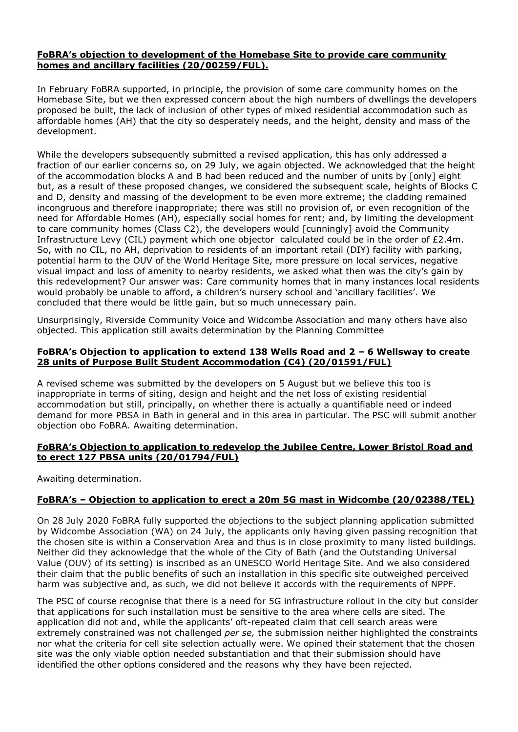**FoBRA's objection to development of the Homebase Site to provide care community homes and ancillary facilities (20/00259/FUL).**

In February FoBRA supported, in principle, the provision of some care community homes on the Homebase Site, but we then expressed concern about the high numbers of dwellings the developers proposed be built, the lack of inclusion of other types of mixed residential accommodation such as affordable homes (AH) that the city so desperately needs, and the height, density and mass of the development.

While the developers subsequently submitted a revised application, this has only addressed a fraction of our earlier concerns so, on 29 July, we again objected. We acknowledged that the height of the accommodation blocks A and B had been reduced and the number of units by [only] eight but, as a result of these proposed changes, we considered the subsequent scale, heights of Blocks C and D, density and massing of the development to be even more extreme; the cladding remained incongruous and therefore inappropriate; there was still no provision of, or even recognition of the need for Affordable Homes (AH), especially social homes for rent; and, by limiting the development to care community homes (Class C2), the developers would [cunningly] avoid the Community Infrastructure Levy (CIL) payment which one objector calculated could be in the order of £2.4m. So, with no CIL, no AH, deprivation to residents of an important retail (DIY) facility with parking, potential harm to the OUV of the World Heritage Site, more pressure on local services, negative visual impact and loss of amenity to nearby residents, we asked what then was the city's gain by this redevelopment? Our answer was: Care community homes that in many instances local residents would probably be unable to afford, a children's nursery school and 'ancillary facilities'. We concluded that there would be little gain, but so much unnecessary pain.

Unsurprisingly, Riverside Community Voice and Widcombe Association and many others have also objected. This application still awaits determination by the Planning Committee

**FoBRA's Objection to application to extend 138 Wells Road and 2 – 6 Wellsway to create 28 units of Purpose Built Student Accommodation (C4) (20/01591/FUL)**

A revised scheme was submitted by the developers on 5 August but we believe this too is inappropriate in terms of siting, design and height and the net loss of existing residential accommodation but still, principally, on whether there is actually a quantifiable need or indeed demand for more PBSA in Bath in general and in this area in particular. The PSC will submit another objection obo FoBRA. Awaiting determination.

**FoBRA's Objection to application to redevelop the Jubilee Centre, Lower Bristol Road and to erect 127 PBSA units (20/01794/FUL)**

Awaiting determination.

**FoBRA's – Objection to application to erect a 20m 5G mast in Widcombe (20/02388/TEL)**

On 28 July 2020 FoBRA fully supported the objections to the subject planning application submitted by Widcombe Association (WA) on 24 July, the applicants only having given passing recognition that the chosen site is within a Conservation Area and thus is in close proximity to many listed buildings. Neither did they acknowledge that the whole of the City of Bath (and the Outstanding Universal Value (OUV) of its setting) is inscribed as an UNESCO World Heritage Site. And we also considered their claim that the public benefits of such an installation in this specific site outweighed perceived harm was subjective and, as such, we did not believe it accords with the requirements of NPPF.

The PSC of course recognise that there is a need for 5G infrastructure rollout in the city but consider that applications for such installation must be sensitive to the area where cells are sited. The application did not and, while the applicants' oft-repeated claim that cell search areas were extremely constrained was not challenged *per se,* the submission neither highlighted the constraints nor what the criteria for cell site selection actually were. We opined their statement that the chosen site was the only viable option needed substantiation and that their submission should have identified the other options considered and the reasons why they have been rejected.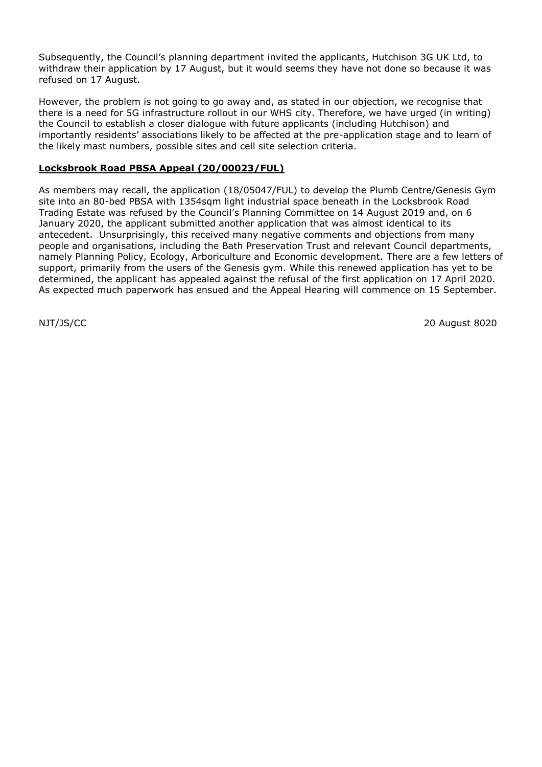Subsequently, the Council's planning department invited the applicants, Hutchison 3G UK Ltd, to withdraw their application by 17 August, but it would seems they have not done so because it was refused on 17 August.

However, the problem is not going to go away and, as stated in our objection, we recognise that there is a need for 5G infrastructure rollout in our WHS city. Therefore, we have urged (in writing) the Council to establish a closer dialogue with future applicants (including Hutchison) and importantly residents' associations likely to be affected at the pre-application stage and to learn of the likely mast numbers, possible sites and cell site selection criteria.

**Locksbrook Road PBSA Appeal (20/00023/FUL)**

As members may recall, the application (18/05047/FUL) to develop the Plumb Centre/Genesis Gym site into an 80-bed PBSA with 1354sqm light industrial space beneath in the Locksbrook Road Trading Estate was refused by the Council's Planning Committee on 14 August 2019 and, on 6 January 2020, the applicant submitted another application that was almost identical to its antecedent. Unsurprisingly, this received many negative comments and objections from many people and organisations, including the Bath Preservation Trust and relevant Council departments, namely Planning Policy, Ecology, Arboriculture and Economic development. There are a few letters of support, primarily from the users of the Genesis gym. While this renewed application has yet to be determined, the applicant has appealed against the refusal of the first application on 17 April 2020. As expected much paperwork has ensued and the Appeal Hearing will commence on 15 September.

NJT/JS/CC

20 August 8020